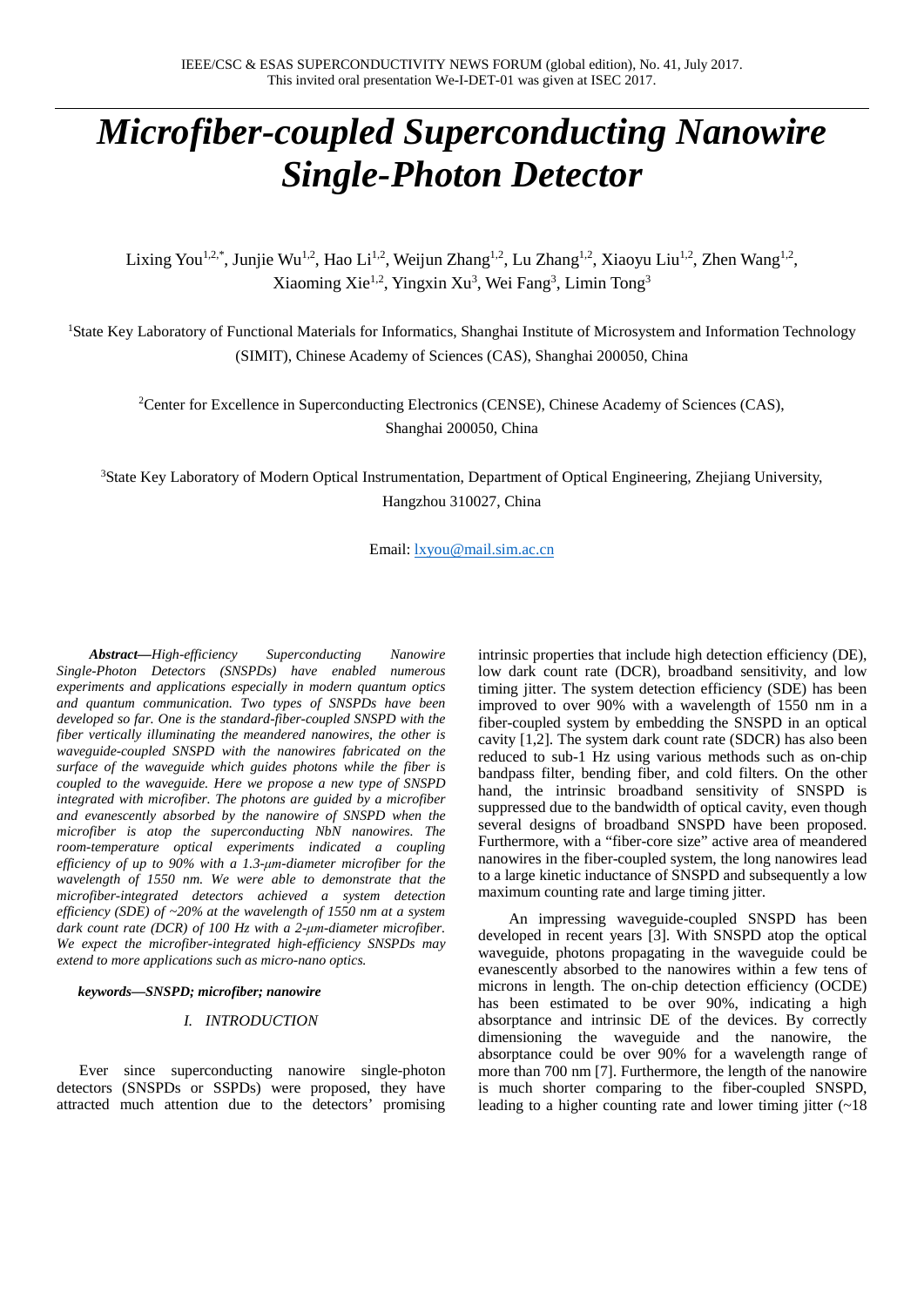# Microfiber-coupled Superconducting Nanowire Single-Photon Detector

Lixing You[1,2,*], Junjie Wu[1,2], Hao Li[1,2], Weijun Zhang[1,2], Lu Zhang[1,2], Xiaoyu Liu[1,2], Zhen Wang[1,2], Xiaoming Xie[1,2], Yingxin Xu[3], Wei Fang[3], Limin Tong[3]

[1]State Key Laboratory of Functional Materials for Informatics, Shanghai Institute of Microsystem and Information Technology (SIMIT), Chinese Academy of Sciences (CAS), Shanghai 200050, China

[2]Center for Excellence in Superconducting Electronics (CENSE), Chinese Academy of Sciences (CAS), Shanghai 200050, China

[3]State Key Laboratory of Modern Optical Instrumentation, Department of Optical Engineering, Zhejiang University, Hangzhou 310027, China

Email: lxyou@mail.sim.ac.cn

***Abstract—****High-efficiency Superconducting Nanowire Single-Photon Detectors (SNSPDs) have enabled numerous experiments and applications especially in modern quantum optics and quantum communication. Two types of SNSPDs have been developed so far. One is the standard-fiber-coupled SNSPD with the fiber vertically illuminating the meandered nanowires, the other is waveguide-coupled SNSPD with the nanowires fabricated on the surface of the waveguide which guides photons while the fiber is coupled to the waveguide. Here we propose a new type of SNSPD integrated with microfiber. The photons are guided by a microfiber and evanescently absorbed by the nanowire of SNSPD when the microfiber is atop the superconducting NbN nanowires. The room-temperature optical experiments indicated a coupling efficiency of up to 90% with a 1.3-μm-diameter microfiber for the wavelength of 1550 nm. We were able to demonstrate that the microfiber-integrated detectors achieved a system detection efficiency (SDE) of ~20% at the wavelength of 1550 nm at a system dark count rate (DCR) of 100 Hz with a 2-μm-diameter microfiber. We expect the microfiber-integrated high-efficiency SNSPDs may extend to more applications such as micro-nano optics.*

***keywords—SNSPD; microfiber; nanowire***

## I. INTRODUCTION

Ever since superconducting nanowire single-photon detectors (SNSPDs or SSPDs) were proposed, they have attracted much attention due to the detectors' promising intrinsic properties that include high detection efficiency (DE), low dark count rate (DCR), broadband sensitivity, and low timing jitter. The system detection efficiency (SDE) has been improved to over 90% with a wavelength of 1550 nm in a fiber-coupled system by embedding the SNSPD in an optical cavity [1,2]. The system dark count rate (SDCR) has also been reduced to sub-1 Hz using various methods such as on-chip bandpass filter, bending fiber, and cold filters. On the other hand, the intrinsic broadband sensitivity of SNSPD is suppressed due to the bandwidth of optical cavity, even though several designs of broadband SNSPD have been proposed. Furthermore, with a "fiber-core size" active area of meandered nanowires in the fiber-coupled system, the long nanowires lead to a large kinetic inductance of SNSPD and subsequently a low maximum counting rate and large timing jitter.

An impressing waveguide-coupled SNSPD has been developed in recent years [3]. With SNSPD atop the optical waveguide, photons propagating in the waveguide could be evanescently absorbed to the nanowires within a few tens of microns in length. The on-chip detection efficiency (OCDE) has been estimated to be over 90%, indicating a high absorptance and intrinsic DE of the devices. By correctly dimensioning the waveguide and the nanowire, the absorptance could be over 90% for a wavelength range of more than 700 nm [7]. Furthermore, the length of the nanowire is much shorter comparing to the fiber-coupled SNSPD, leading to a higher counting rate and lower timing jitter (~18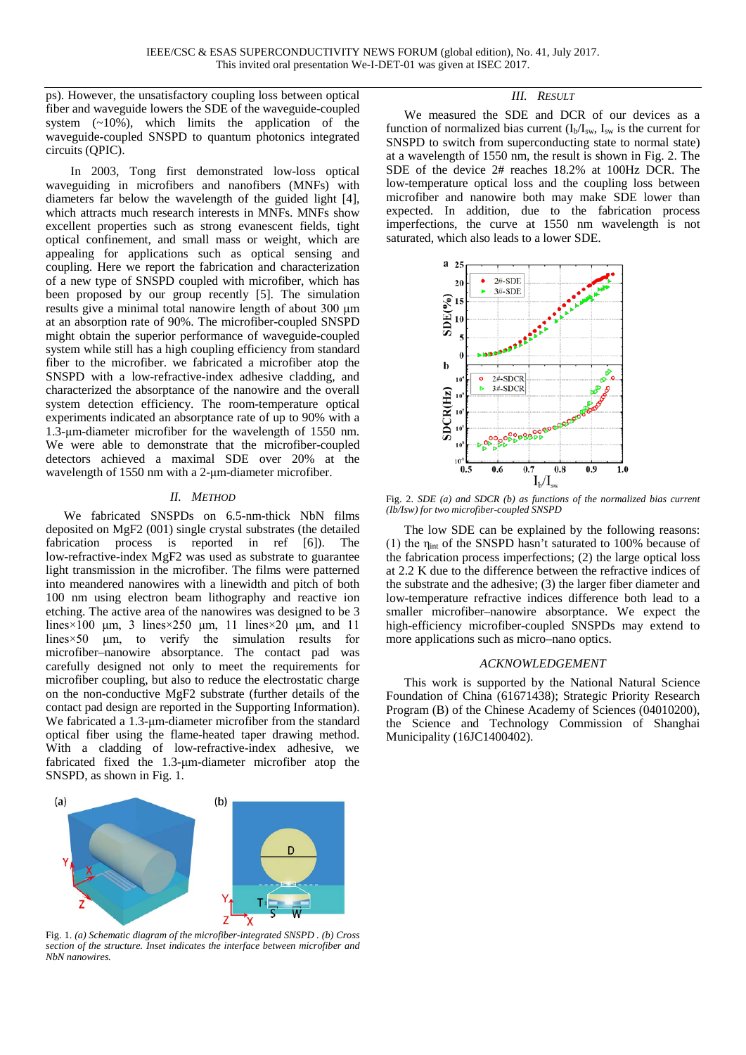ps). However, the unsatisfactory coupling loss between optical fiber and waveguide lowers the SDE of the waveguide-coupled system (~10%), which limits the application of the waveguide-coupled SNSPD to quantum photonics integrated circuits (QPIC).

In 2003, Tong first demonstrated low-loss optical waveguiding in microfibers and nanofibers (MNFs) with diameters far below the wavelength of the guided light [4], which attracts much research interests in MNFs. MNFs show excellent properties such as strong evanescent fields, tight optical confinement, and small mass or weight, which are appealing for applications such as optical sensing and coupling. Here we report the fabrication and characterization of a new type of SNSPD coupled with microfiber, which has been proposed by our group recently [5]. The simulation results give a minimal total nanowire length of about 300 μm at an absorption rate of 90%. The microfiber-coupled SNSPD might obtain the superior performance of waveguide-coupled system while still has a high coupling efficiency from standard fiber to the microfiber. we fabricated a microfiber atop the SNSPD with a low-refractive-index adhesive cladding, and characterized the absorptance of the nanowire and the overall system detection efficiency. The room-temperature optical experiments indicated an absorptance rate of up to 90% with a 1.3-μm-diameter microfiber for the wavelength of 1550 nm. We were able to demonstrate that the microfiber-coupled detectors achieved a maximal SDE over 20% at the wavelength of 1550 nm with a 2-μm-diameter microfiber.

## II. Method

We fabricated SNSPDs on 6.5-nm-thick NbN films deposited on $MgF_2$ (001) single crystal substrates (the detailed fabrication process is reported in ref [6]). The low-refractive-index $MgF_2$ was used as substrate to guarantee light transmission in the microfiber. The films were patterned into meandered nanowires with a linewidth and pitch of both 100 nm using electron beam lithography and reactive ion etching. The active area of the nanowires was designed to be 3 lines×100 μm, 3 lines×250 μm, 11 lines×20 μm, and 11 lines×50 μm, to verify the simulation results for microfiber–nanowire absorptance. The contact pad was carefully designed not only to meet the requirements for microfiber coupling, but also to reduce the electrostatic charge on the non-conductive $MgF_2$ substrate (further details of the contact pad design are reported in the Supporting Information). We fabricated a 1.3-μm-diameter microfiber from the standard optical fiber using the flame-heated taper drawing method. With a cladding of low-refractive-index adhesive, we fabricated fixed the 1.3-μm-diameter microfiber atop the SNSPD, as shown in Fig. 1.

Fig. 1. *(a) Schematic diagram of the microfiber-integrated SNSPD . (b) Cross section of the structure. Inset indicates the interface between microfiber and NbN nanowires.*

## III. Result

We measured the SDE and DCR of our devices as a function of normalized bias current ($I_b/I_{sw}$, $I_{sw}$ is the current for SNSPD to switch from superconducting state to normal state) at a wavelength of 1550 nm, the result is shown in Fig. 2. The SDE of the device 2# reaches 18.2% at 100Hz DCR. The low-temperature optical loss and the coupling loss between microfiber and nanowire both may make SDE lower than expected. In addition, due to the fabrication process imperfections, the curve at 1550 nm wavelength is not saturated, which also leads to a lower SDE.

Fig. 2. *SDE (a) and SDCR (b) as functions of the normalized bias current (Ib/Isw) for two microfiber-coupled SNSPD*

The low SDE can be explained by the following reasons: (1) the $\eta_{int}$ of the SNSPD hasn't saturated to 100% because of the fabrication process imperfections; (2) the large optical loss at 2.2 K due to the difference between the refractive indices of the substrate and the adhesive; (3) the larger fiber diameter and low-temperature refractive indices difference both lead to a smaller microfiber–nanowire absorptance. We expect the high-efficiency microfiber-coupled SNSPDs may extend to more applications such as micro–nano optics.

## Acknowledgement

This work is supported by the National Natural Science Foundation of China (61671438); Strategic Priority Research Program (B) of the Chinese Academy of Sciences (04010200), the Science and Technology Commission of Shanghai Municipality (16JC1400402).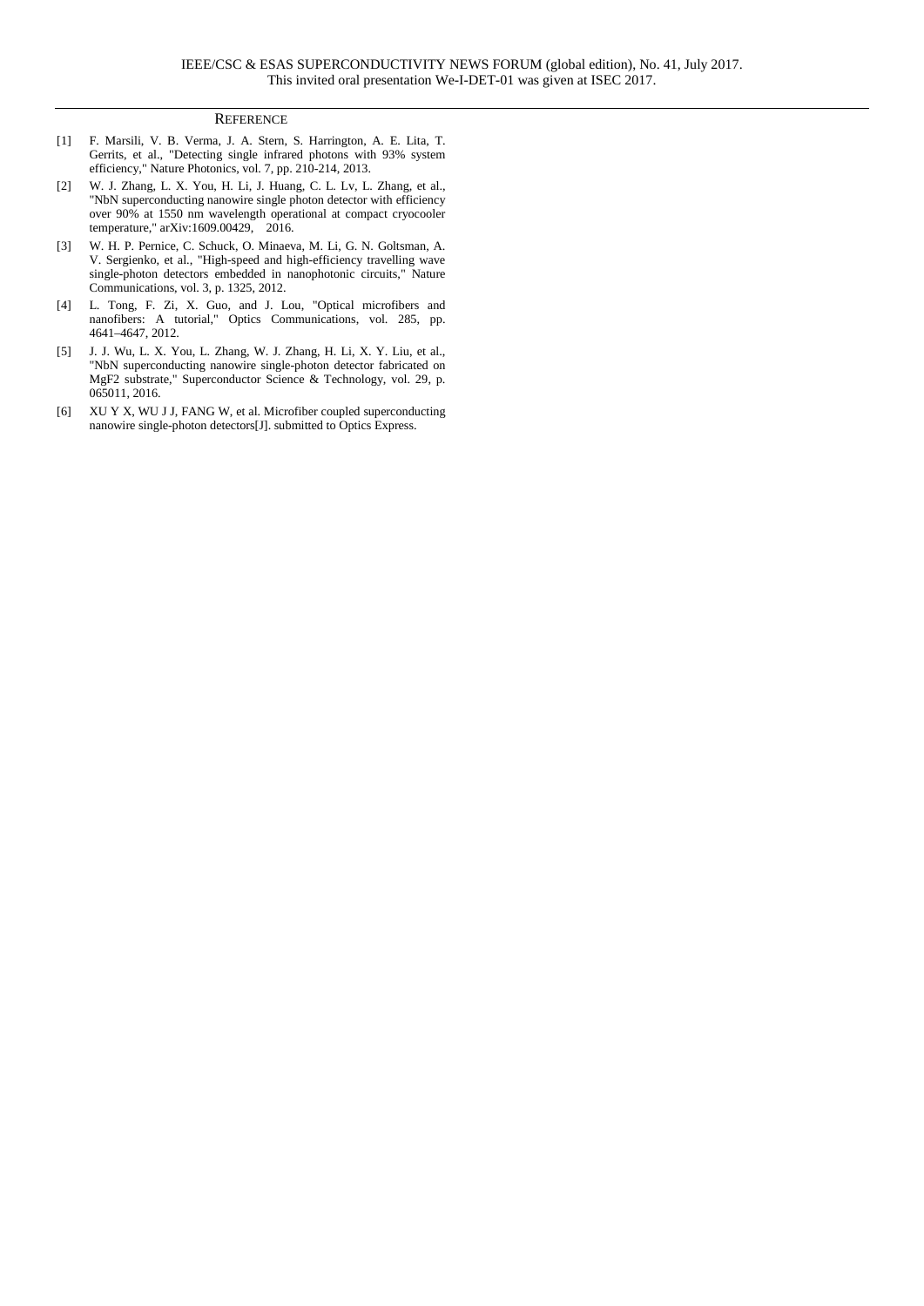## REFERENCE

[1] F. Marsili, V. B. Verma, J. A. Stern, S. Harrington, A. E. Lita, T. Gerrits, et al., "Detecting single infrared photons with 93% system efficiency," Nature Photonics, vol. 7, pp. 210-214, 2013.

[2] W. J. Zhang, L. X. You, H. Li, J. Huang, C. L. Lv, L. Zhang, et al., "NbN superconducting nanowire single photon detector with efficiency over 90% at 1550 nm wavelength operational at compact cryocooler temperature," arXiv:1609.00429, 2016.

[3] W. H. P. Pernice, C. Schuck, O. Minaeva, M. Li, G. N. Goltsman, A. V. Sergienko, et al., "High-speed and high-efficiency travelling wave single-photon detectors embedded in nanophotonic circuits," Nature Communications, vol. 3, p. 1325, 2012.

[4] L. Tong, F. Zi, X. Guo, and J. Lou, "Optical microfibers and nanofibers: A tutorial," Optics Communications, vol. 285, pp. 4641–4647, 2012.

[5] J. J. Wu, L. X. You, L. Zhang, W. J. Zhang, H. Li, X. Y. Liu, et al., "NbN superconducting nanowire single-photon detector fabricated on MgF2 substrate," Superconductor Science & Technology, vol. 29, p. 065011, 2016.

[6] XU Y X, WU J J, FANG W, et al. Microfiber coupled superconducting nanowire single-photon detectors[J]. submitted to Optics Express.